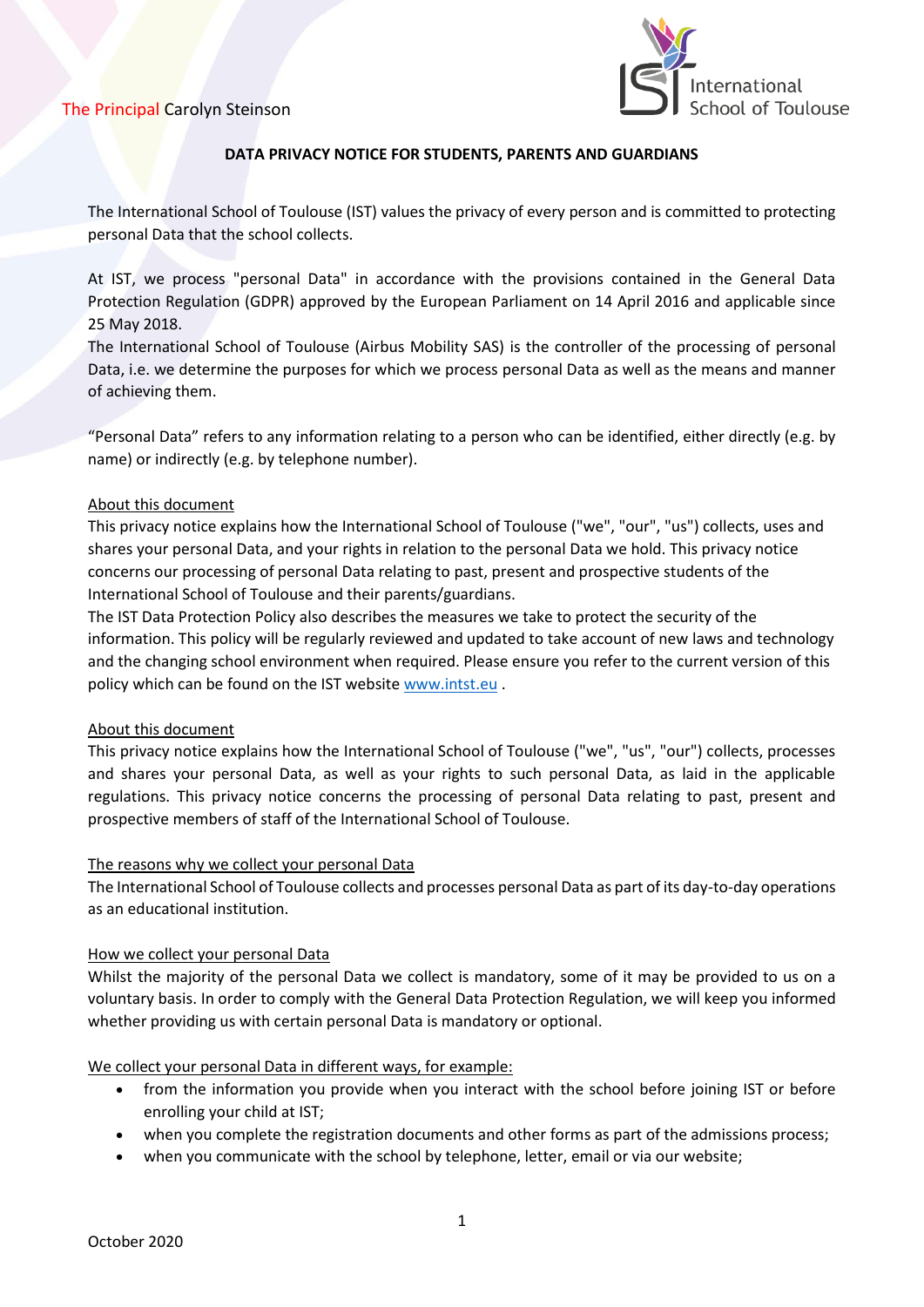The Principal Carolyn Steinson

International School of Toulouse

**DATA PRIVACY NOTICE FOR STUDENTS, PARENTS AND GUARDIANS**

The International School of Toulouse (IST) values the privacy of every person and is committed to protecting personal Data that the school collects.

At IST, we process "personal Data" in accordance with the provisions contained in the General Data Protection Regulation (GDPR) approved by the European Parliament on 14 April 2016 and applicable since 25 May 2018.
The International School of Toulouse (Airbus Mobility SAS) is the controller of the processing of personal Data, i.e. we determine the purposes for which we process personal Data as well as the means and manner of achieving them.

"Personal Data" refers to any information relating to a person who can be identified, either directly (e.g. by name) or indirectly (e.g. by telephone number).

About this document

This privacy notice explains how the International School of Toulouse ("we", "our", "us") collects, uses and shares your personal Data, and your rights in relation to the personal Data we hold. This privacy notice concerns our processing of personal Data relating to past, present and prospective students of the International School of Toulouse and their parents/guardians.
The IST Data Protection Policy also describes the measures we take to protect the security of the information. This policy will be regularly reviewed and updated to take account of new laws and technology and the changing school environment when required. Please ensure you refer to the current version of this policy which can be found on the IST website www.intst.eu .

About this document

This privacy notice explains how the International School of Toulouse ("we", "us", "our") collects, processes and shares your personal Data, as well as your rights to such personal Data, as laid in the applicable regulations. This privacy notice concerns the processing of personal Data relating to past, present and prospective members of staff of the International School of Toulouse.

The reasons why we collect your personal Data

The International School of Toulouse collects and processes personal Data as part of its day-to-day operations as an educational institution.

How we collect your personal Data

Whilst the majority of the personal Data we collect is mandatory, some of it may be provided to us on a voluntary basis. In order to comply with the General Data Protection Regulation, we will keep you informed whether providing us with certain personal Data is mandatory or optional.

We collect your personal Data in different ways, for example:

- from the information you provide when you interact with the school before joining IST or before enrolling your child at IST;
- when you complete the registration documents and other forms as part of the admissions process;
- when you communicate with the school by telephone, letter, email or via our website;

October 2020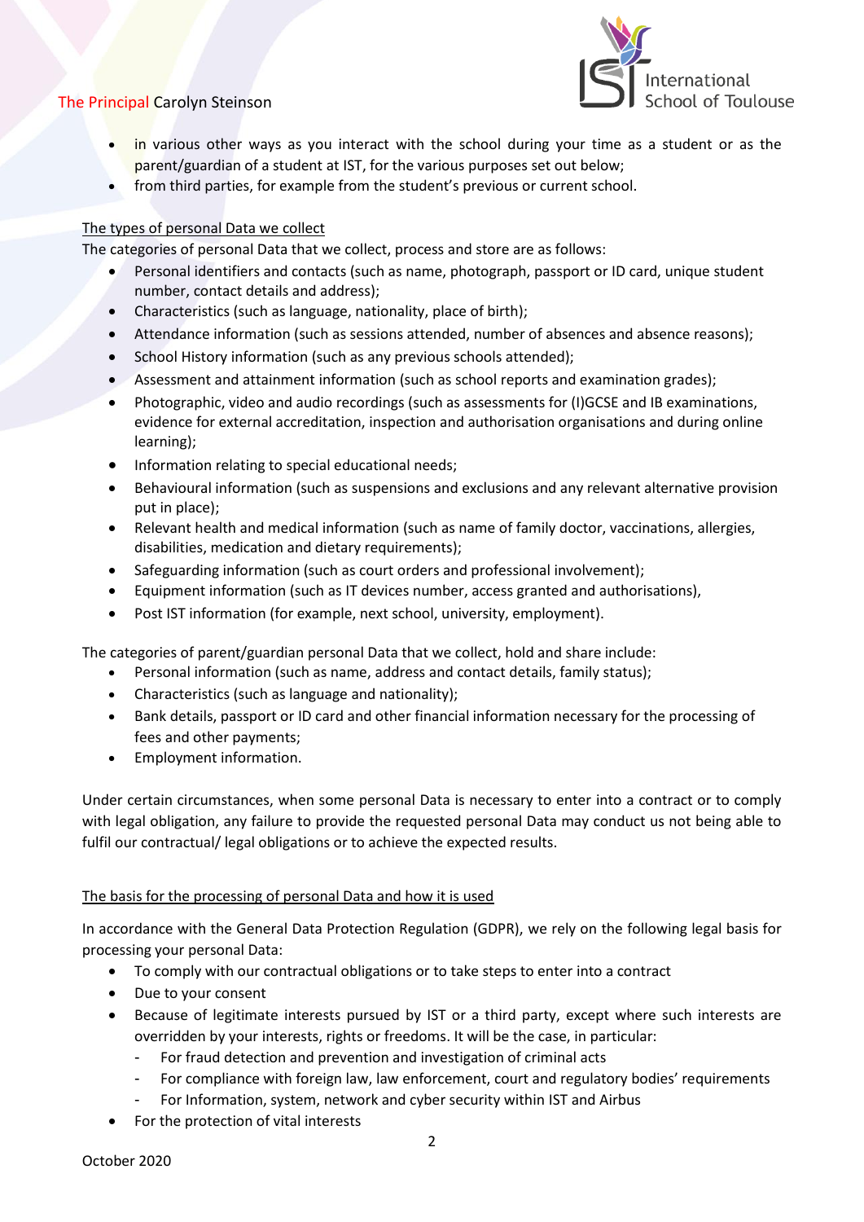- in various other ways as you interact with the school during your time as a student or as the parent/guardian of a student at IST, for the various purposes set out below;
- from third parties, for example from the student's previous or current school.

<u>The types of personal Data we collect</u>

The categories of personal Data that we collect, process and store are as follows:

- Personal identifiers and contacts (such as name, photograph, passport or ID card, unique student number, contact details and address);
- Characteristics (such as language, nationality, place of birth);
- Attendance information (such as sessions attended, number of absences and absence reasons);
- School History information (such as any previous schools attended);
- Assessment and attainment information (such as school reports and examination grades);
- Photographic, video and audio recordings (such as assessments for (I)GCSE and IB examinations, evidence for external accreditation, inspection and authorisation organisations and during online learning);
- Information relating to special educational needs;
- Behavioural information (such as suspensions and exclusions and any relevant alternative provision put in place);
- Relevant health and medical information (such as name of family doctor, vaccinations, allergies, disabilities, medication and dietary requirements);
- Safeguarding information (such as court orders and professional involvement);
- Equipment information (such as IT devices number, access granted and authorisations),
- Post IST information (for example, next school, university, employment).

The categories of parent/guardian personal Data that we collect, hold and share include:

- Personal information (such as name, address and contact details, family status);
- Characteristics (such as language and nationality);
- Bank details, passport or ID card and other financial information necessary for the processing of fees and other payments;
- Employment information.

Under certain circumstances, when some personal Data is necessary to enter into a contract or to comply with legal obligation, any failure to provide the requested personal Data may conduct us not being able to fulfil our contractual/ legal obligations or to achieve the expected results.

<u>The basis for the processing of personal Data and how it is used</u>

In accordance with the General Data Protection Regulation (GDPR), we rely on the following legal basis for processing your personal Data:

- To comply with our contractual obligations or to take steps to enter into a contract
- Due to your consent
- Because of legitimate interests pursued by IST or a third party, except where such interests are overridden by your interests, rights or freedoms. It will be the case, in particular:
    - For fraud detection and prevention and investigation of criminal acts
    - For compliance with foreign law, law enforcement, court and regulatory bodies' requirements
    - For Information, system, network and cyber security within IST and Airbus
- For the protection of vital interests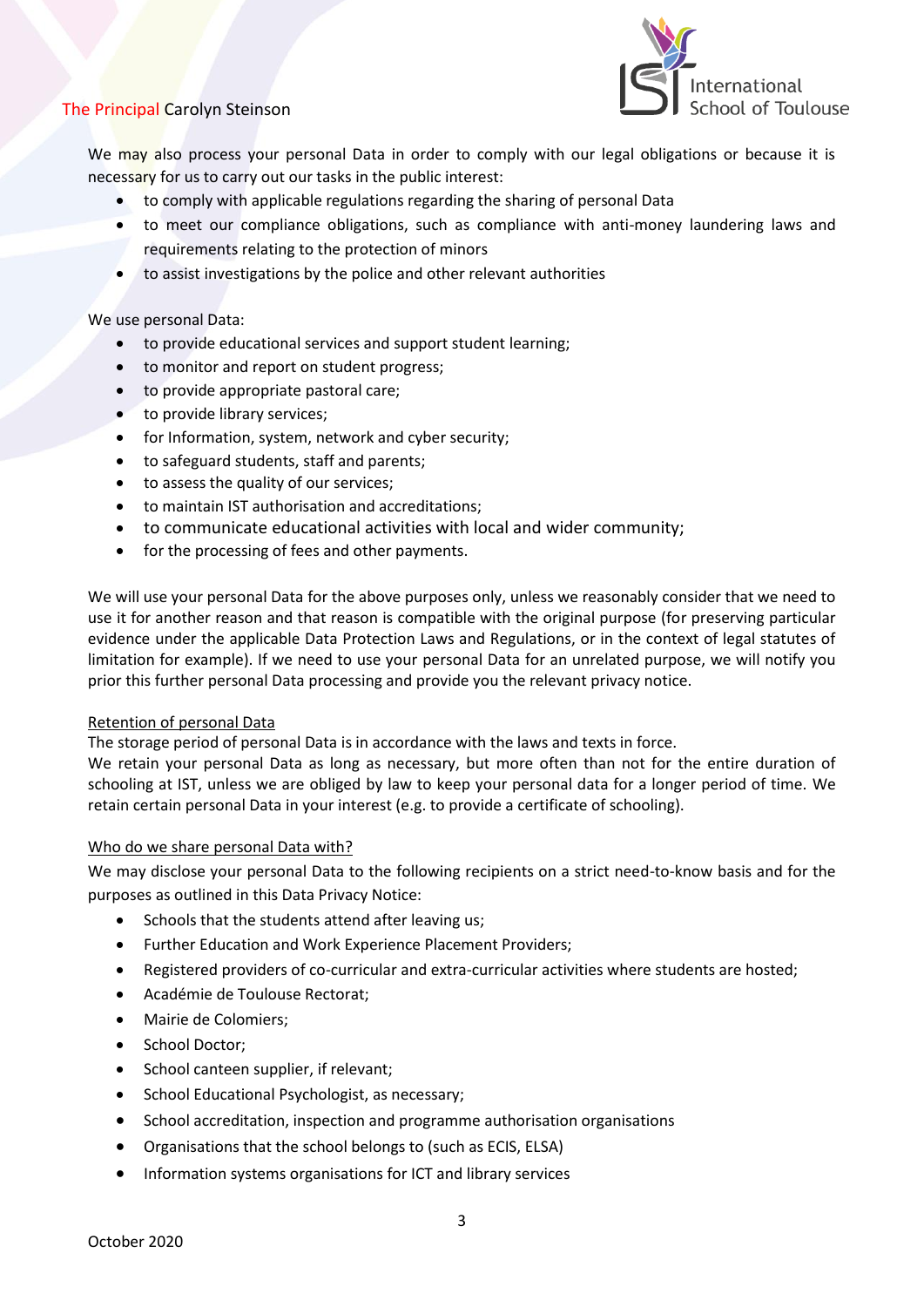We may also process your personal Data in order to comply with our legal obligations or because it is necessary for us to carry out our tasks in the public interest:

- to comply with applicable regulations regarding the sharing of personal Data
- to meet our compliance obligations, such as compliance with anti-money laundering laws and requirements relating to the protection of minors
- to assist investigations by the police and other relevant authorities

We use personal Data:

- to provide educational services and support student learning;
- to monitor and report on student progress;
- to provide appropriate pastoral care;
- to provide library services;
- for Information, system, network and cyber security;
- to safeguard students, staff and parents;
- to assess the quality of our services;
- to maintain IST authorisation and accreditations;
- to communicate educational activities with local and wider community;
- for the processing of fees and other payments.

We will use your personal Data for the above purposes only, unless we reasonably consider that we need to use it for another reason and that reason is compatible with the original purpose (for preserving particular evidence under the applicable Data Protection Laws and Regulations, or in the context of legal statutes of limitation for example). If we need to use your personal Data for an unrelated purpose, we will notify you prior this further personal Data processing and provide you the relevant privacy notice.

Retention of personal Data

The storage period of personal Data is in accordance with the laws and texts in force.
We retain your personal Data as long as necessary, but more often than not for the entire duration of schooling at IST, unless we are obliged by law to keep your personal data for a longer period of time. We retain certain personal Data in your interest (e.g. to provide a certificate of schooling).

Who do we share personal Data with?

We may disclose your personal Data to the following recipients on a strict need-to-know basis and for the purposes as outlined in this Data Privacy Notice:

- Schools that the students attend after leaving us;
- Further Education and Work Experience Placement Providers;
- Registered providers of co-curricular and extra-curricular activities where students are hosted;
- Académie de Toulouse Rectorat;
- Mairie de Colomiers;
- School Doctor;
- School canteen supplier, if relevant;
- School Educational Psychologist, as necessary;
- School accreditation, inspection and programme authorisation organisations
- Organisations that the school belongs to (such as ECIS, ELSA)
- Information systems organisations for ICT and library services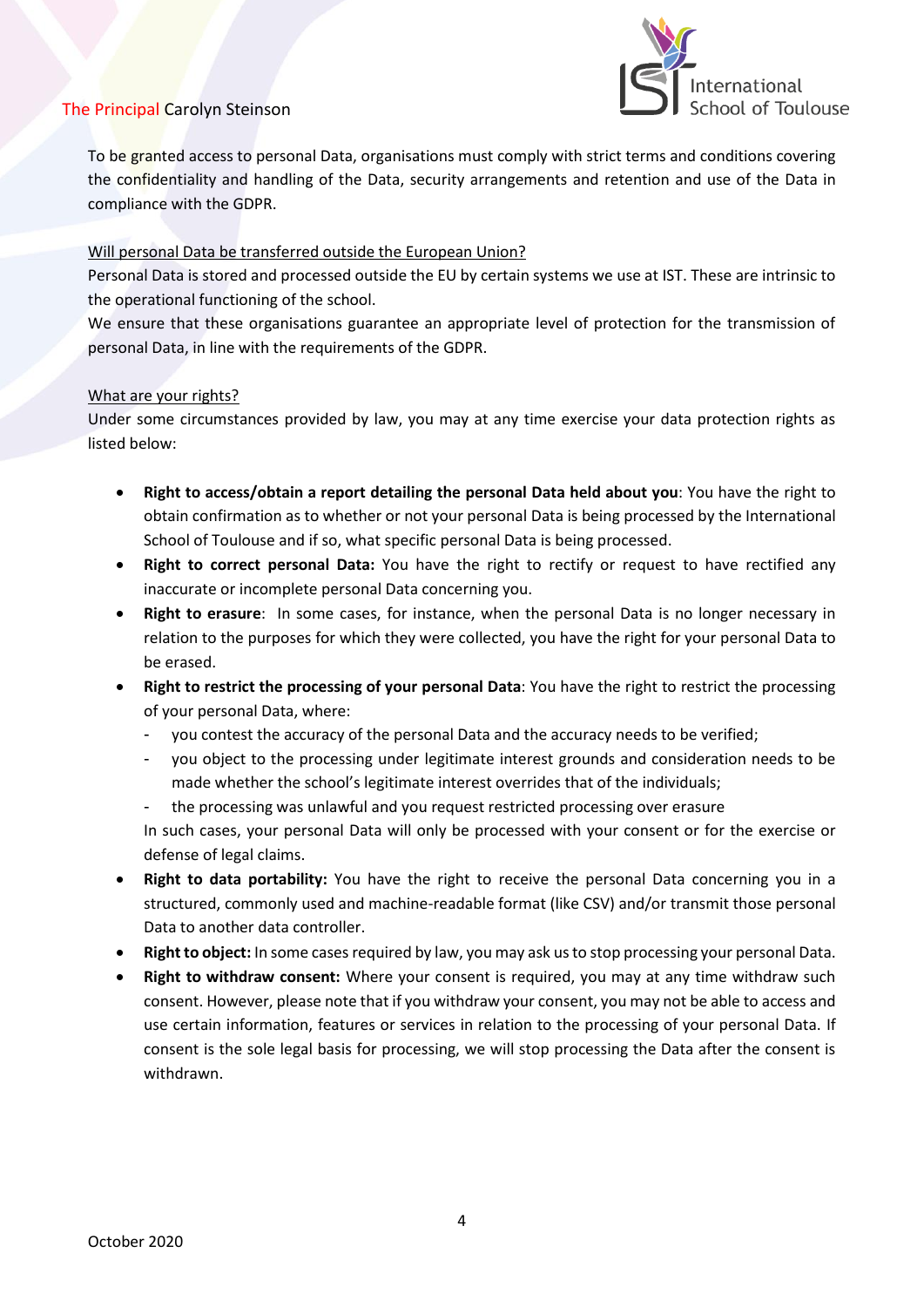To be granted access to personal Data, organisations must comply with strict terms and conditions covering the confidentiality and handling of the Data, security arrangements and retention and use of the Data in compliance with the GDPR.

<u>Will personal Data be transferred outside the European Union?</u>

Personal Data is stored and processed outside the EU by certain systems we use at IST. These are intrinsic to the operational functioning of the school.

We ensure that these organisations guarantee an appropriate level of protection for the transmission of personal Data, in line with the requirements of the GDPR.

<u>What are your rights?</u>

Under some circumstances provided by law, you may at any time exercise your data protection rights as listed below:

- **Right to access/obtain a report detailing the personal Data held about you**: You have the right to obtain confirmation as to whether or not your personal Data is being processed by the International School of Toulouse and if so, what specific personal Data is being processed.
- **Right to correct personal Data:** You have the right to rectify or request to have rectified any inaccurate or incomplete personal Data concerning you.
- **Right to erasure**: In some cases, for instance, when the personal Data is no longer necessary in relation to the purposes for which they were collected, you have the right for your personal Data to be erased.
- **Right to restrict the processing of your personal Data**: You have the right to restrict the processing of your personal Data, where:
  - you contest the accuracy of the personal Data and the accuracy needs to be verified;
  - you object to the processing under legitimate interest grounds and consideration needs to be made whether the school's legitimate interest overrides that of the individuals;
  - the processing was unlawful and you request restricted processing over erasure

  In such cases, your personal Data will only be processed with your consent or for the exercise or defense of legal claims.
- **Right to data portability:** You have the right to receive the personal Data concerning you in a structured, commonly used and machine-readable format (like CSV) and/or transmit those personal Data to another data controller.
- **Right to object:** In some cases required by law, you may ask us to stop processing your personal Data.
- **Right to withdraw consent:** Where your consent is required, you may at any time withdraw such consent. However, please note that if you withdraw your consent, you may not be able to access and use certain information, features or services in relation to the processing of your personal Data. If consent is the sole legal basis for processing, we will stop processing the Data after the consent is withdrawn.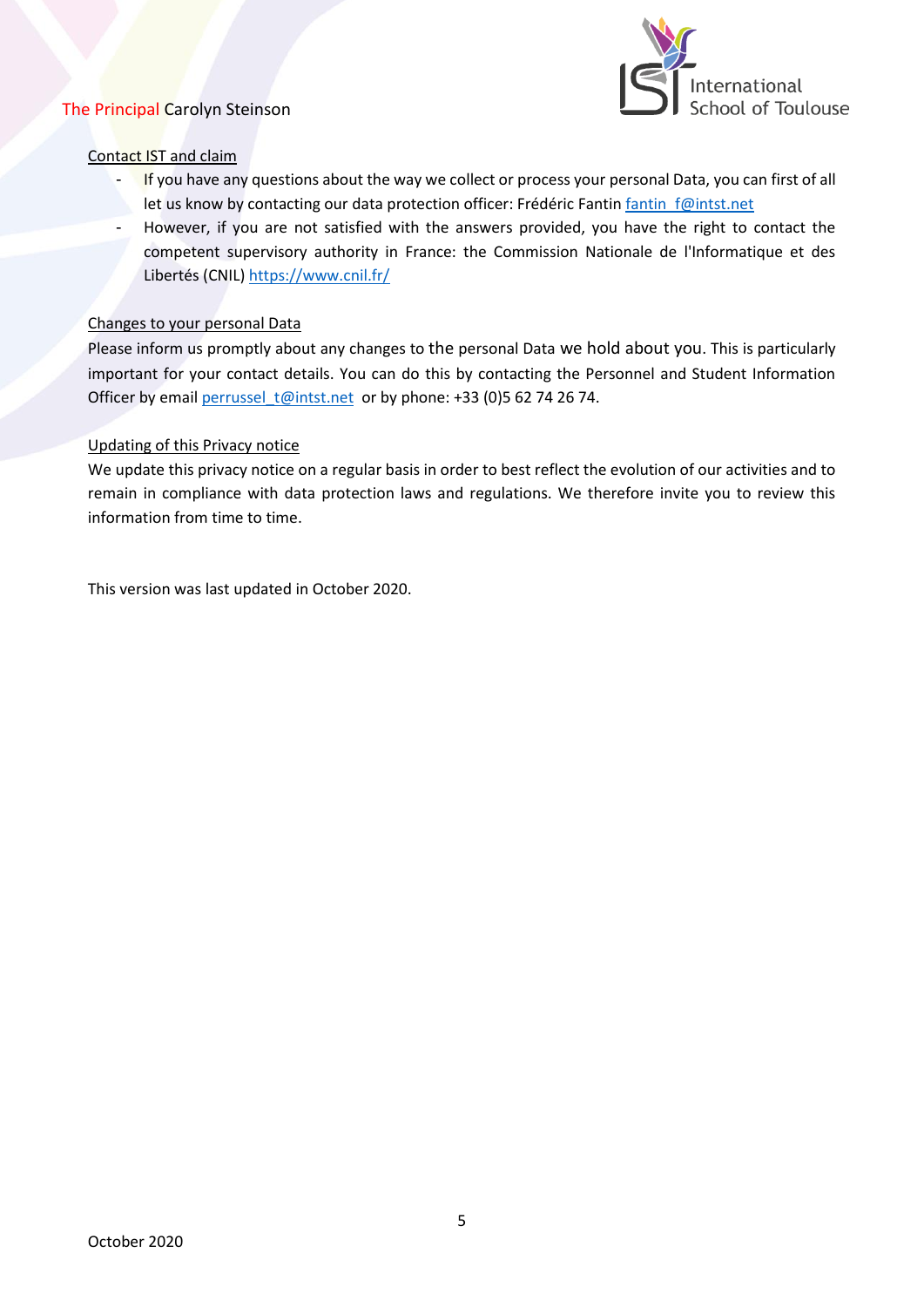The Principal Carolyn Steinson

Contact IST and claim

- If you have any questions about the way we collect or process your personal Data, you can first of all let us know by contacting our data protection officer: Frédéric Fantin fantin_f@intst.net
- However, if you are not satisfied with the answers provided, you have the right to contact the competent supervisory authority in France: the Commission Nationale de l'Informatique et des Libertés (CNIL) https://www.cnil.fr/

Changes to your personal Data

Please inform us promptly about any changes to the personal Data we hold about you. This is particularly important for your contact details. You can do this by contacting the Personnel and Student Information Officer by email perrussel_t@intst.net or by phone: +33 (0)5 62 74 26 74.

Updating of this Privacy notice

We update this privacy notice on a regular basis in order to best reflect the evolution of our activities and to remain in compliance with data protection laws and regulations. We therefore invite you to review this information from time to time.

This version was last updated in October 2020.